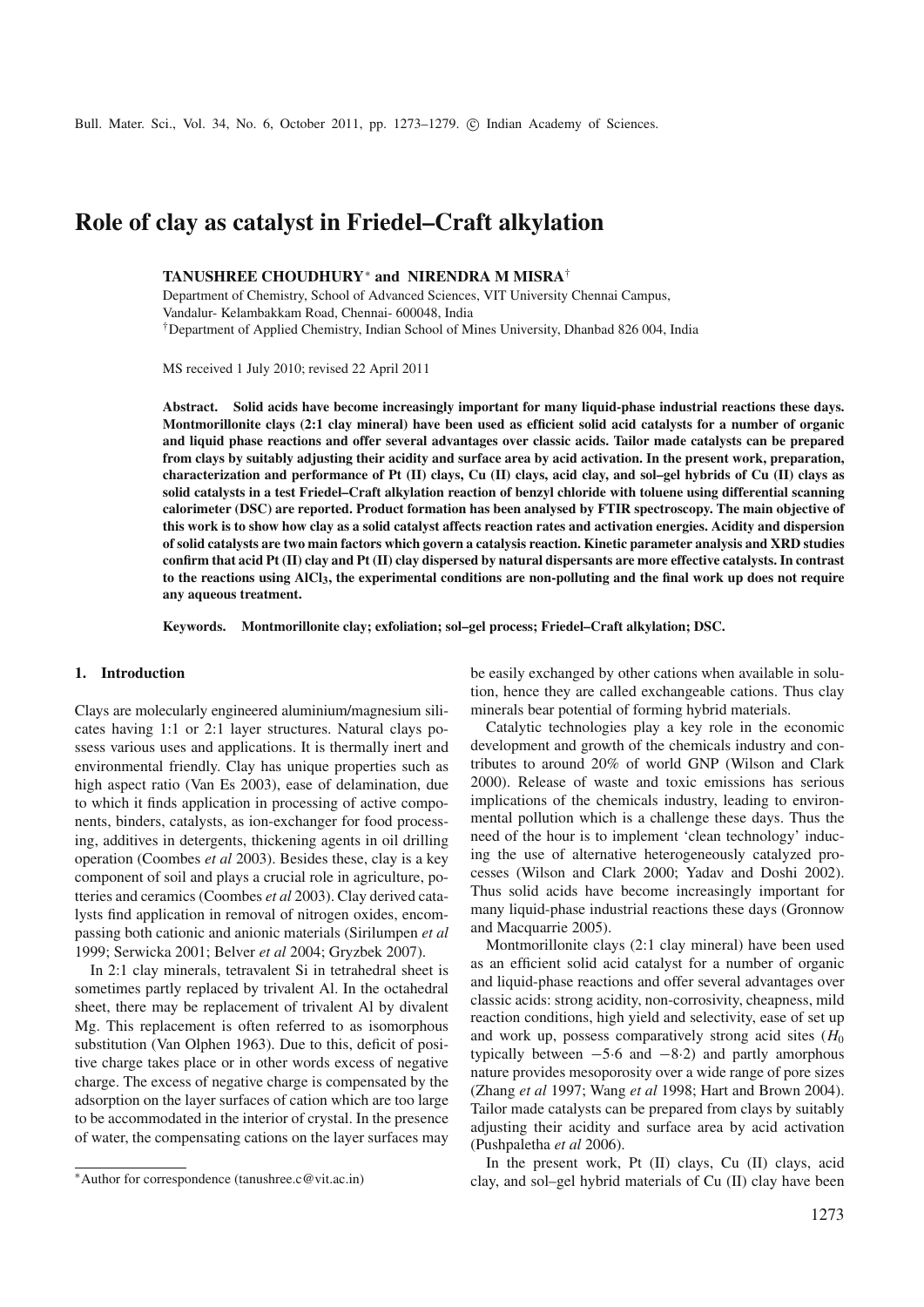# Role of clay as catalyst in Friedel–Craft alkylation

**TANUSHREE CHOUDHURY*** **and NIRENDRA M MISRA**[†]

Department of Chemistry, School of Advanced Sciences, VIT University Chennai Campus, Vandalur- Kelambakkam Road, Chennai- 600048, India

[†]Department of Applied Chemistry, Indian School of Mines University, Dhanbad 826 004, India

MS received 1 July 2010; revised 22 April 2011

**Abstract. Solid acids have become increasingly important for many liquid-phase industrial reactions these days. Montmorillonite clays (2:1 clay mineral) have been used as efficient solid acid catalysts for a number of organic and liquid phase reactions and offer several advantages over classic acids. Tailor made catalysts can be prepared from clays by suitably adjusting their acidity and surface area by acid activation. In the present work, preparation, characterization and performance of Pt (II) clays, Cu (II) clays, acid clay, and sol–gel hybrids of Cu (II) clays as solid catalysts in a test Friedel–Craft alkylation reaction of benzyl chloride with toluene using differential scanning calorimeter (DSC) are reported. Product formation has been analysed by FTIR spectroscopy. The main objective of this work is to show how clay as a solid catalyst affects reaction rates and activation energies. Acidity and dispersion of solid catalysts are two main factors which govern a catalysis reaction. Kinetic parameter analysis and XRD studies confirm that acid Pt (II) clay and Pt (II) clay dispersed by natural dispersants are more effective catalysts. In contrast to the reactions using $AlCl_3$, the experimental conditions are non-polluting and the final work up does not require any aqueous treatment.**

**Keywords.** **Montmorillonite clay; exfoliation; sol–gel process; Friedel–Craft alkylation; DSC.**

## 1. Introduction

Clays are molecularly engineered aluminium/magnesium silicates having 1:1 or 2:1 layer structures. Natural clays possess various uses and applications. It is thermally inert and environmental friendly. Clay has unique properties such as high aspect ratio (Van Es 2003), ease of delamination, due to which it finds application in processing of active components, binders, catalysts, as ion-exchanger for food processing, additives in detergents, thickening agents in oil drilling operation (Coombes *et al* 2003). Besides these, clay is a key component of soil and plays a crucial role in agriculture, potteries and ceramics (Coombes *et al* 2003). Clay derived catalysts find application in removal of nitrogen oxides, encompassing both cationic and anionic materials (Sirilumpen *et al* 1999; Serwicka 2001; Belver *et al* 2004; Gryzbek 2007).

In 2:1 clay minerals, tetravalent Si in tetrahedral sheet is sometimes partly replaced by trivalent Al. In the octahedral sheet, there may be replacement of trivalent Al by divalent Mg. This replacement is often referred to as isomorphous substitution (Van Olphen 1963). Due to this, deficit of positive charge takes place or in other words excess of negative charge. The excess of negative charge is compensated by the adsorption on the layer surfaces of cation which are too large to be accommodated in the interior of crystal. In the presence of water, the compensating cations on the layer surfaces may be easily exchanged by other cations when available in solution, hence they are called exchangeable cations. Thus clay minerals bear potential of forming hybrid materials.

Catalytic technologies play a key role in the economic development and growth of the chemicals industry and contributes to around 20% of world GNP (Wilson and Clark 2000). Release of waste and toxic emissions has serious implications of the chemicals industry, leading to environmental pollution which is a challenge these days. Thus the need of the hour is to implement 'clean technology' inducing the use of alternative heterogeneously catalyzed processes (Wilson and Clark 2000; Yadav and Doshi 2002). Thus solid acids have become increasingly important for many liquid-phase industrial reactions these days (Gronnow and Macquarrie 2005).

Montmorillonite clays (2:1 clay mineral) have been used as an efficient solid acid catalyst for a number of organic and liquid-phase reactions and offer several advantages over classic acids: strong acidity, non-corrosivity, cheapness, mild reaction conditions, high yield and selectivity, ease of set up and work up, possess comparatively strong acid sites ($H_0$ typically between $-5{\cdot}6$ and $-8{\cdot}2$) and partly amorphous nature provides mesoporosity over a wide range of pore sizes (Zhang *et al* 1997; Wang *et al* 1998; Hart and Brown 2004). Tailor made catalysts can be prepared from clays by suitably adjusting their acidity and surface area by acid activation (Pushpaletha *et al* 2006).

In the present work, Pt (II) clays, Cu (II) clays, acid clay, and sol–gel hybrid materials of Cu (II) clay have been

*Author for correspondence (tanushree.c@vit.ac.in)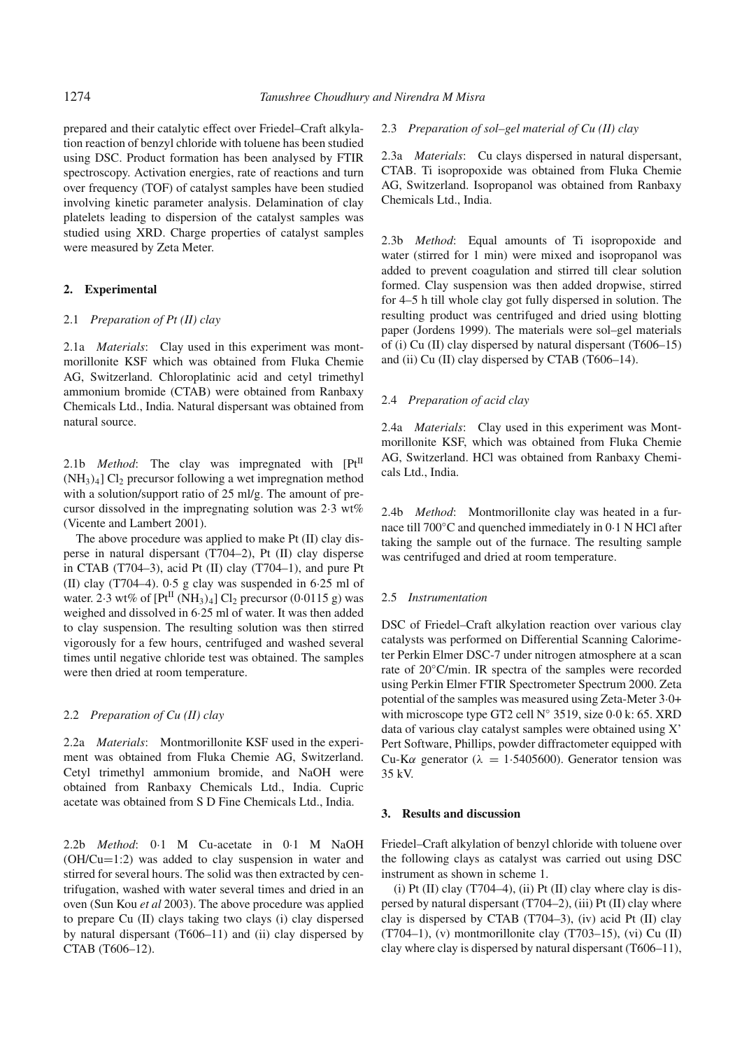prepared and their catalytic effect over Friedel–Craft alkylation reaction of benzyl chloride with toluene has been studied using DSC. Product formation has been analysed by FTIR spectroscopy. Activation energies, rate of reactions and turn over frequency (TOF) of catalyst samples have been studied involving kinetic parameter analysis. Delamination of clay platelets leading to dispersion of the catalyst samples was studied using XRD. Charge properties of catalyst samples were measured by Zeta Meter.

## 2. Experimental

### 2.1 *Preparation of Pt (II) clay*

2.1a *Materials*: Clay used in this experiment was montmorillonite KSF which was obtained from Fluka Chemie AG, Switzerland. Chloroplatinic acid and cetyl trimethyl ammonium bromide (CTAB) were obtained from Ranbaxy Chemicals Ltd., India. Natural dispersant was obtained from natural source.

2.1b *Method*: The clay was impregnated with $[Pt^{II}(NH_3)_4]Cl_2$ precursor following a wet impregnation method with a solution/support ratio of 25 ml/g. The amount of precursor dissolved in the impregnating solution was 2·3 wt% (Vicente and Lambert 2001).

The above procedure was applied to make Pt (II) clay disperse in natural dispersant (T704–2), Pt (II) clay disperse in CTAB (T704–3), acid Pt (II) clay (T704–1), and pure Pt (II) clay (T704–4). 0·5 g clay was suspended in 6·25 ml of water. 2·3 wt% of $[Pt^{II}(NH_3)_4]Cl_2$ precursor (0·0115 g) was weighed and dissolved in 6·25 ml of water. It was then added to clay suspension. The resulting solution was then stirred vigorously for a few hours, centrifuged and washed several times until negative chloride test was obtained. The samples were then dried at room temperature.

### 2.2 *Preparation of Cu (II) clay*

2.2a *Materials*: Montmorillonite KSF used in the experiment was obtained from Fluka Chemie AG, Switzerland. Cetyl trimethyl ammonium bromide, and NaOH were obtained from Ranbaxy Chemicals Ltd., India. Cupric acetate was obtained from S D Fine Chemicals Ltd., India.

2.2b *Method*: 0·1 M Cu-acetate in 0·1 M NaOH (OH/Cu=1:2) was added to clay suspension in water and stirred for several hours. The solid was then extracted by centrifugation, washed with water several times and dried in an oven (Sun Kou *et al* 2003). The above procedure was applied to prepare Cu (II) clays taking two clays (i) clay dispersed by natural dispersant (T606–11) and (ii) clay dispersed by CTAB (T606–12).

### 2.3 *Preparation of sol–gel material of Cu (II) clay*

2.3a *Materials*: Cu clays dispersed in natural dispersant, CTAB. Ti isopropoxide was obtained from Fluka Chemie AG, Switzerland. Isopropanol was obtained from Ranbaxy Chemicals Ltd., India.

2.3b *Method*: Equal amounts of Ti isopropoxide and water (stirred for 1 min) were mixed and isopropanol was added to prevent coagulation and stirred till clear solution formed. Clay suspension was then added dropwise, stirred for 4–5 h till whole clay got fully dispersed in solution. The resulting product was centrifuged and dried using blotting paper (Jordens 1999). The materials were sol–gel materials of (i) Cu (II) clay dispersed by natural dispersant (T606–15) and (ii) Cu (II) clay dispersed by CTAB (T606–14).

### 2.4 *Preparation of acid clay*

2.4a *Materials*: Clay used in this experiment was Montmorillonite KSF, which was obtained from Fluka Chemie AG, Switzerland. HCl was obtained from Ranbaxy Chemicals Ltd., India.

2.4b *Method*: Montmorillonite clay was heated in a furnace till 700°C and quenched immediately in 0·1 N HCl after taking the sample out of the furnace. The resulting sample was centrifuged and dried at room temperature.

### 2.5 *Instrumentation*

DSC of Friedel–Craft alkylation reaction over various clay catalysts was performed on Differential Scanning Calorimeter Perkin Elmer DSC-7 under nitrogen atmosphere at a scan rate of 20°C/min. IR spectra of the samples were recorded using Perkin Elmer FTIR Spectrometer Spectrum 2000. Zeta potential of the samples was measured using Zeta-Meter 3·0+ with microscope type GT2 cell N° 3519, size 0·0 k: 65. XRD data of various clay catalyst samples were obtained using X' Pert Software, Phillips, powder diffractometer equipped with Cu-K$\alpha$ generator ($\lambda = 1{\cdot}5405600$). Generator tension was 35 kV.

## 3. Results and discussion

Friedel–Craft alkylation of benzyl chloride with toluene over the following clays as catalyst was carried out using DSC instrument as shown in scheme 1.

(i) Pt (II) clay (T704–4), (ii) Pt (II) clay where clay is dispersed by natural dispersant (T704–2), (iii) Pt (II) clay where clay is dispersed by CTAB (T704–3), (iv) acid Pt (II) clay (T704–1), (v) montmorillonite clay (T703–15), (vi) Cu (II) clay where clay is dispersed by natural dispersant (T606–11),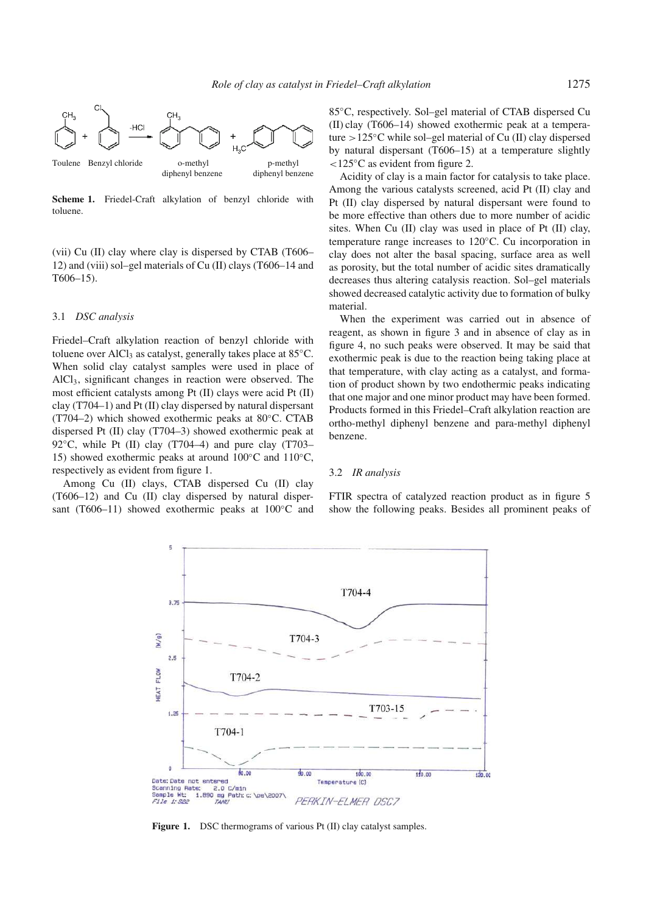**Scheme 1.** Friedel-Craft alkylation of benzyl chloride with toluene.

(vii) Cu (II) clay where clay is dispersed by CTAB (T606–12) and (viii) sol–gel materials of Cu (II) clays (T606–14 and T606–15).

### 3.1 *DSC analysis*

Friedel–Craft alkylation reaction of benzyl chloride with toluene over $AlCl_3$ as catalyst, generally takes place at 85°C. When solid clay catalyst samples were used in place of $AlCl_3$, significant changes in reaction were observed. The most efficient catalysts among Pt (II) clays were acid Pt (II) clay (T704–1) and Pt (II) clay dispersed by natural dispersant (T704–2) which showed exothermic peaks at 80°C. CTAB dispersed Pt (II) clay (T704–3) showed exothermic peak at 92°C, while Pt (II) clay (T704–4) and pure clay (T703–15) showed exothermic peaks at around 100°C and 110°C, respectively as evident from figure 1.

Among Cu (II) clays, CTAB dispersed Cu (II) clay (T606–12) and Cu (II) clay dispersed by natural dispersant (T606–11) showed exothermic peaks at 100°C and 85°C, respectively. Sol–gel material of CTAB dispersed Cu (II) clay (T606–14) showed exothermic peak at a temperature >125°C while sol–gel material of Cu (II) clay dispersed by natural dispersant (T606–15) at a temperature slightly <125°C as evident from figure 2.

Acidity of clay is a main factor for catalysis to take place. Among the various catalysts screened, acid Pt (II) clay and Pt (II) clay dispersed by natural dispersant were found to be more effective than others due to more number of acidic sites. When Cu (II) clay was used in place of Pt (II) clay, temperature range increases to 120°C. Cu incorporation in clay does not alter the basal spacing, surface area as well as porosity, but the total number of acidic sites dramatically decreases thus altering catalysis reaction. Sol–gel materials showed decreased catalytic activity due to formation of bulky material.

When the experiment was carried out in absence of reagent, as shown in figure 3 and in absence of clay as in figure 4, no such peaks were observed. It may be said that exothermic peak is due to the reaction being taking place at that temperature, with clay acting as a catalyst, and formation of product shown by two endothermic peaks indicating that one major and one minor product may have been formed. Products formed in this Friedel–Craft alkylation reaction are ortho-methyl diphenyl benzene and para-methyl diphenyl benzene.

### 3.2 *IR analysis*

FTIR spectra of catalyzed reaction product as in figure 5 show the following peaks. Besides all prominent peaks of

**Figure 1.** DSC thermograms of various Pt (II) clay catalyst samples.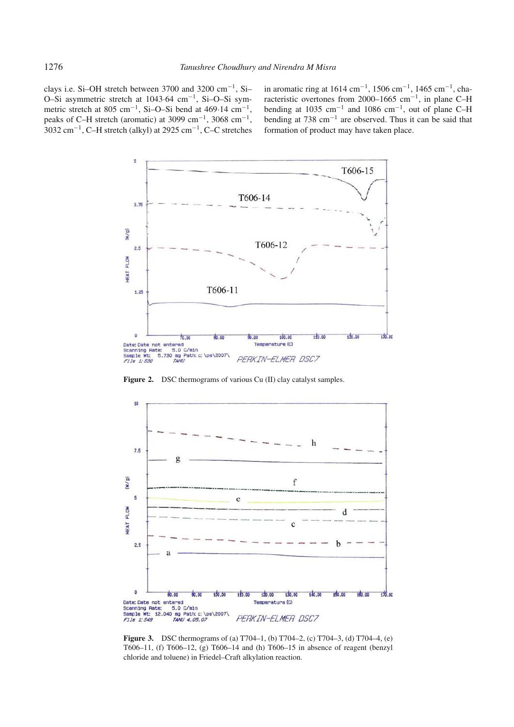clays i.e. Si–OH stretch between 3700 and 3200 $cm^{-1}$, Si–O–Si asymmetric stretch at 1043·64 $cm^{-1}$, Si–O–Si symmetric stretch at 805 $cm^{-1}$, Si–O–Si bend at 469·14 $cm^{-1}$, peaks of C–H stretch (aromatic) at 3099 $cm^{-1}$, 3068 $cm^{-1}$, 3032 $cm^{-1}$, C–H stretch (alkyl) at 2925 $cm^{-1}$, C–C stretches in aromatic ring at 1614 $cm^{-1}$, 1506 $cm^{-1}$, 1465 $cm^{-1}$, characteristic overtones from 2000–1665 $cm^{-1}$, in plane C–H bending at 1035 $cm^{-1}$ and 1086 $cm^{-1}$, out of plane C–H bending at 738 $cm^{-1}$ are observed. Thus it can be said that formation of product may have taken place.

**Figure 2.** DSC thermograms of various Cu (II) clay catalyst samples.

**Figure 3.** DSC thermograms of (a) T704–1, (b) T704–2, (c) T704–3, (d) T704–4, (e) T606–11, (f) T606–12, (g) T606–14 and (h) T606–15 in absence of reagent (benzyl chloride and toluene) in Friedel–Craft alkylation reaction.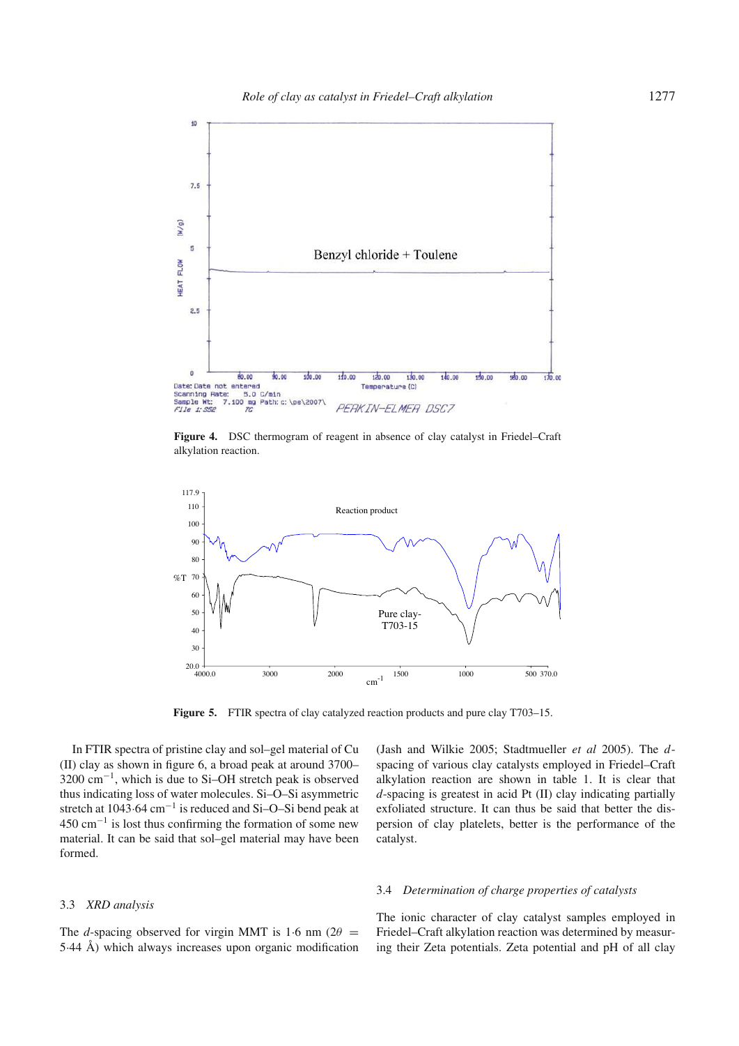**Figure 4.** DSC thermogram of reagent in absence of clay catalyst in Friedel–Craft alkylation reaction.

**Figure 5.** FTIR spectra of clay catalyzed reaction products and pure clay T703–15.

In FTIR spectra of pristine clay and sol–gel material of Cu (II) clay as shown in figure 6, a broad peak at around 3700–3200 $cm^{-1}$, which is due to Si–OH stretch peak is observed thus indicating loss of water molecules. Si–O–Si asymmetric stretch at 1043·64 $cm^{-1}$ is reduced and Si–O–Si bend peak at 450 $cm^{-1}$ is lost thus confirming the formation of some new material. It can be said that sol–gel material may have been formed.

### 3.3 *XRD analysis*

The *d*-spacing observed for virgin MMT is 1·6 nm ($2\theta$ = 5·44 Å) which always increases upon organic modification (Jash and Wilkie 2005; Stadtmueller *et al* 2005). The *d*-spacing of various clay catalysts employed in Friedel–Craft alkylation reaction are shown in table 1. It is clear that *d*-spacing is greatest in acid Pt (II) clay indicating partially exfoliated structure. It can thus be said that better the dispersion of clay platelets, better is the performance of the catalyst.

### 3.4 *Determination of charge properties of catalysts*

The ionic character of clay catalyst samples employed in Friedel–Craft alkylation reaction was determined by measuring their Zeta potentials. Zeta potential and pH of all clay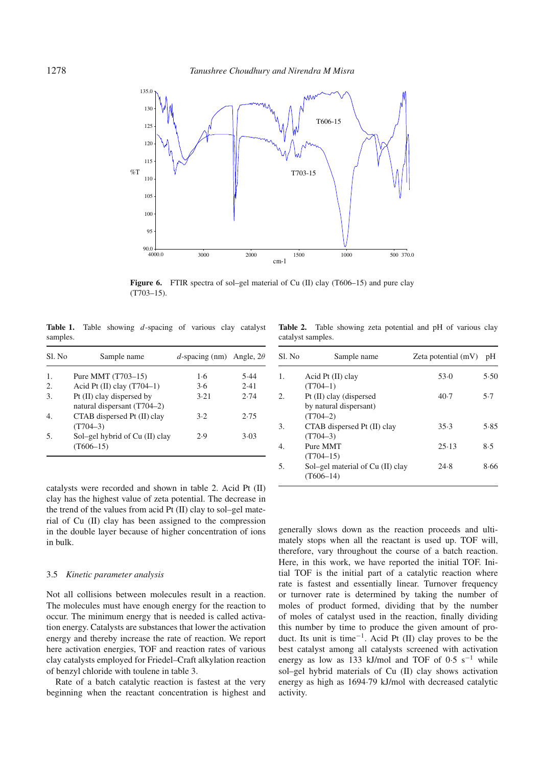**Figure 6.** FTIR spectra of sol–gel material of Cu (II) clay (T606–15) and pure clay (T703–15).

**Table 1.** Table showing *d*-spacing of various clay catalyst samples.

| Sl. No | Sample name | *d*-spacing (nm) | Angle, 2$\theta$ |
|---|---|---|---|
| 1. | Pure MMT (T703–15) | 1·6 | 5·44 |
| 2. | Acid Pt (II) clay (T704–1) | 3·6 | 2·41 |
| 3. | Pt (II) clay dispersed by natural dispersant (T704–2) | 3·21 | 2·74 |
| 4. | CTAB dispersed Pt (II) clay (T704–3) | 3·2 | 2·75 |
| 5. | Sol–gel hybrid of Cu (II) clay (T606–15) | 2·9 | 3·03 |

**Table 2.** Table showing zeta potential and pH of various clay catalyst samples.

| Sl. No | Sample name | Zeta potential (mV) | pH |
|---|---|---|---|
| 1. | Acid Pt (II) clay (T704–1) | 53·0 | 5·50 |
| 2. | Pt (II) clay (dispersed by natural dispersant) (T704–2) | 40·7 | 5·7 |
| 3. | CTAB dispersed Pt (II) clay (T704–3) | 35·3 | 5·85 |
| 4. | Pure MMT (T704–15) | 25·13 | 8·5 |
| 5. | Sol–gel material of Cu (II) clay (T606–14) | 24·8 | 8·66 |

catalysts were recorded and shown in table 2. Acid Pt (II) clay has the highest value of zeta potential. The decrease in the trend of the values from acid Pt (II) clay to sol–gel material of Cu (II) clay has been assigned to the compression in the double layer because of higher concentration of ions in bulk.

### 3.5 *Kinetic parameter analysis*

Not all collisions between molecules result in a reaction. The molecules must have enough energy for the reaction to occur. The minimum energy that is needed is called activation energy. Catalysts are substances that lower the activation energy and thereby increase the rate of reaction. We report here activation energies, TOF and reaction rates of various clay catalysts employed for Friedel–Craft alkylation reaction of benzyl chloride with toulene in table 3.

Rate of a batch catalytic reaction is fastest at the very beginning when the reactant concentration is highest and generally slows down as the reaction proceeds and ultimately stops when all the reactant is used up. TOF will, therefore, vary throughout the course of a batch reaction. Here, in this work, we have reported the initial TOF. Initial TOF is the initial part of a catalytic reaction where rate is fastest and essentially linear. Turnover frequency or turnover rate is determined by taking the number of moles of product formed, dividing that by the number of moles of catalyst used in the reaction, finally dividing this number by time to produce the given amount of product. Its unit is time$^{-1}$. Acid Pt (II) clay proves to be the best catalyst among all catalysts screened with activation energy as low as 133 kJ/mol and TOF of 0·5 $s^{-1}$ while sol–gel hybrid materials of Cu (II) clay shows activation energy as high as 1694·79 kJ/mol with decreased catalytic activity.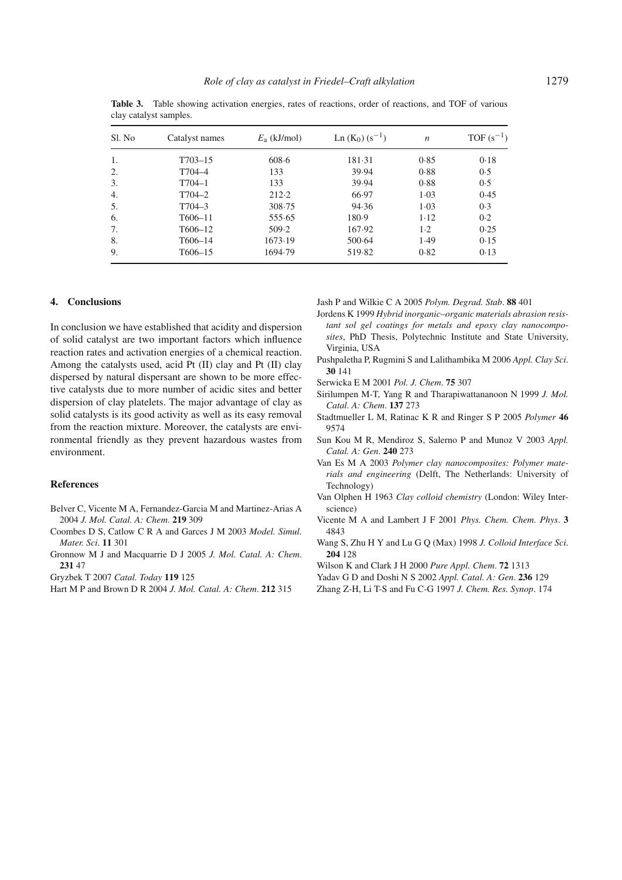**Table 3.** Table showing activation energies, rates of reactions, order of reactions, and TOF of various clay catalyst samples.

| Sl. No | Catalyst names | $E_a$ (kJ/mol) | Ln ($K_0$) ($s^{-1}$) | $n$ | TOF ($s^{-1}$) |
|---|---|---|---|---|---|
| 1. | T703–15 | 608·6 | 181·31 | 0·85 | 0·18 |
| 2. | T704–4 | 133 | 39·94 | 0·88 | 0·5 |
| 3. | T704–1 | 133 | 39·94 | 0·88 | 0·5 |
| 4. | T704–2 | 212·2 | 66·97 | 1·03 | 0·45 |
| 5. | T704–3 | 308·75 | 94·36 | 1·03 | 0·3 |
| 6. | T606–11 | 555·65 | 180·9 | 1·12 | 0·2 |
| 7. | T606–12 | 509·2 | 167·92 | 1·2 | 0·25 |
| 8. | T606–14 | 1673·19 | 500·64 | 1·49 | 0·15 |
| 9. | T606–15 | 1694·79 | 519·82 | 0·82 | 0·13 |

## 4. Conclusions

In conclusion we have established that acidity and dispersion of solid catalyst are two important factors which influence reaction rates and activation energies of a chemical reaction. Among the catalysts used, acid Pt (II) clay and Pt (II) clay dispersed by natural dispersant are shown to be more effective catalysts due to more number of acidic sites and better dispersion of clay platelets. The major advantage of clay as solid catalysts is its good activity as well as its easy removal from the reaction mixture. Moreover, the catalysts are environmental friendly as they prevent hazardous wastes from environment.

## References

Belver C, Vicente M A, Fernandez-Garcia M and Martinez-Arias A 2004 *J. Mol. Catal. A: Chem*. **219** 309

Coombes D S, Catlow C R A and Garces J M 2003 *Model. Simul. Mater. Sci*. **11** 301

Gronnow M J and Macquarrie D J 2005 *J. Mol. Catal. A: Chem*. **231** 47

Gryzbek T 2007 *Catal. Today* **119** 125

Hart M P and Brown D R 2004 *J. Mol. Catal. A: Chem*. **212** 315

Jash P and Wilkie C A 2005 *Polym. Degrad. Stab*. **88** 401

Jordens K 1999 *Hybrid inorganic–organic materials abrasion resistant sol gel coatings for metals and epoxy clay nanocomposites*, PhD Thesis, Polytechnic Institute and State University, Virginia, USA

Pushpaletha P, Rugmini S and Lalithambika M 2006 *Appl. Clay Sci*. **30** 141

Serwicka E M 2001 *Pol. J. Chem*. **75** 307

Sirilumpen M-T, Yang R and Tharapiwattananoon N 1999 *J. Mol. Catal. A: Chem*. **137** 273

Stadtmueller L M, Ratinac K R and Ringer S P 2005 *Polymer* **46** 9574

Sun Kou M R, Mendiroz S, Salerno P and Munoz V 2003 *Appl. Catal. A: Gen*. **240** 273

Van Es M A 2003 *Polymer clay nanocomposites: Polymer materials and engineering* (Delft, The Netherlands: University of Technology)

Van Olphen H 1963 *Clay colloid chemistry* (London: Wiley Interscience)

Vicente M A and Lambert J F 2001 *Phys. Chem. Chem. Phys*. **3** 4843

Wang S, Zhu H Y and Lu G Q (Max) 1998 *J. Colloid Interface Sci*. **204** 128

Wilson K and Clark J H 2000 *Pure Appl. Chem*. **72** 1313

Yadav G D and Doshi N S 2002 *Appl. Catal. A: Gen*. **236** 129

Zhang Z-H, Li T-S and Fu C-G 1997 *J. Chem. Res. Synop*. 174